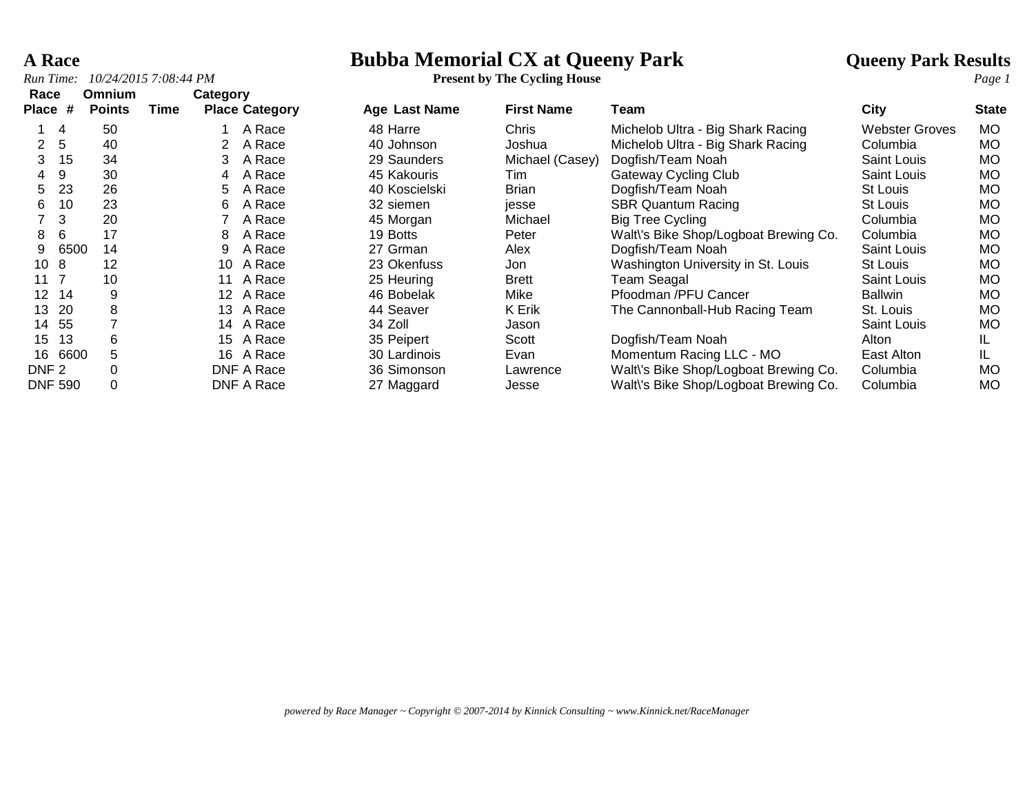# A Race

## Bubba Memorial CX at Queeny Park

**Present by The Cycling House**

**Queeny Park Results**

*Run Time: 10/24/2015 7:08:44 PM*

| Race Place | # | Omnium Points | Time | Category Place | Category | Age | Last Name | First Name | Team | City | State |
|---|---|---|---|---|---|---|---|---|---|---|---|
| 1 | 4 | 50 | | 1 | A Race | 48 | Harre | Chris | Michelob Ultra - Big Shark Racing | Webster Groves | MO |
| 2 | 5 | 40 | | 2 | A Race | 40 | Johnson | Joshua | Michelob Ultra - Big Shark Racing | Columbia | MO |
| 3 | 15 | 34 | | 3 | A Race | 29 | Saunders | Michael (Casey) | Dogfish/Team Noah | Saint Louis | MO |
| 4 | 9 | 30 | | 4 | A Race | 45 | Kakouris | Tim | Gateway Cycling Club | Saint Louis | MO |
| 5 | 23 | 26 | | 5 | A Race | 40 | Koscielski | Brian | Dogfish/Team Noah | St Louis | MO |
| 6 | 10 | 23 | | 6 | A Race | 32 | siemen | jesse | SBR Quantum Racing | St Louis | MO |
| 7 | 3 | 20 | | 7 | A Race | 45 | Morgan | Michael | Big Tree Cycling | Columbia | MO |
| 8 | 6 | 17 | | 8 | A Race | 19 | Botts | Peter | Walt\'s Bike Shop/Logboat Brewing Co. | Columbia | MO |
| 9 | 6500 | 14 | | 9 | A Race | 27 | Grman | Alex | Dogfish/Team Noah | Saint Louis | MO |
| 10 | 8 | 12 | | 10 | A Race | 23 | Okenfuss | Jon | Washington University in St. Louis | St Louis | MO |
| 11 | 7 | 10 | | 11 | A Race | 25 | Heuring | Brett | Team Seagal | Saint Louis | MO |
| 12 | 14 | 9 | | 12 | A Race | 46 | Bobelak | Mike | Pfoodman /PFU Cancer | Ballwin | MO |
| 13 | 20 | 8 | | 13 | A Race | 44 | Seaver | K Erik | The Cannonball-Hub Racing Team | St. Louis | MO |
| 14 | 55 | 7 | | 14 | A Race | 34 | Zoll | Jason | | Saint Louis | MO |
| 15 | 13 | 6 | | 15 | A Race | 35 | Peipert | Scott | Dogfish/Team Noah | Alton | IL |
| 16 | 6600 | 5 | | 16 | A Race | 30 | Lardinois | Evan | Momentum Racing LLC - MO | East Alton | IL |
| DNF | 2 | 0 | | DNF | A Race | 36 | Simonson | Lawrence | Walt\'s Bike Shop/Logboat Brewing Co. | Columbia | MO |
| DNF | 590 | 0 | | DNF | A Race | 27 | Maggard | Jesse | Walt\'s Bike Shop/Logboat Brewing Co. | Columbia | MO |

*powered by Race Manager ~ Copyright © 2007-2014 by Kinnick Consulting ~ www.Kinnick.net/RaceManager*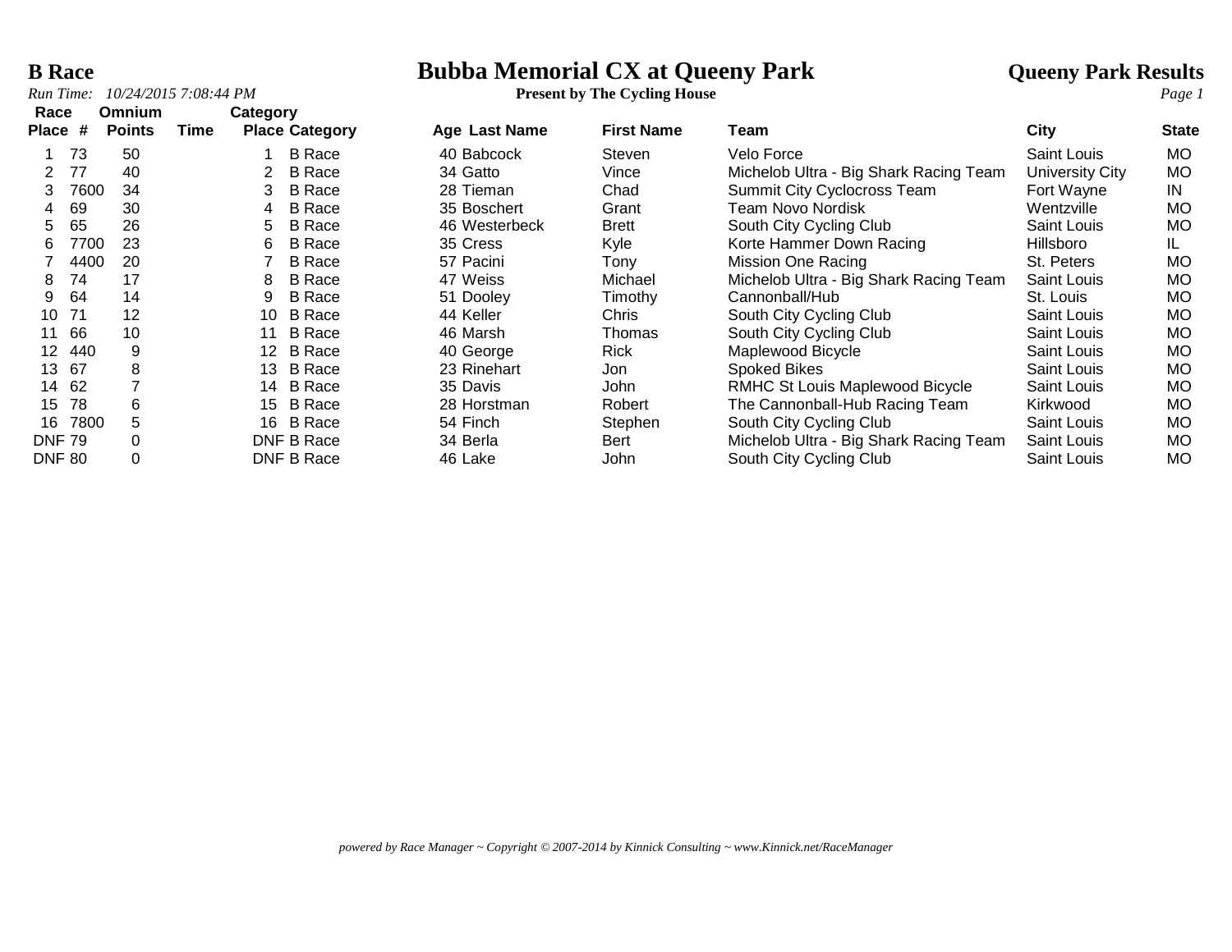# Bubba Memorial CX at Queeny Park

**Present by The Cycling House**

**B Race**

*Run Time: 10/24/2015 7:08:44 PM*

**Queeny Park Results**

| Race Place | # | Omnium Points | Time | Category Place | Category | Age | Last Name | First Name | Team | City | State |
|---|---|---|---|---|---|---|---|---|---|---|---|
| 1 | 73 | 50 | | 1 | B Race | 40 | Babcock | Steven | Velo Force | Saint Louis | MO |
| 2 | 77 | 40 | | 2 | B Race | 34 | Gatto | Vince | Michelob Ultra - Big Shark Racing Team | University City | MO |
| 3 | 7600 | 34 | | 3 | B Race | 28 | Tieman | Chad | Summit City Cyclocross Team | Fort Wayne | IN |
| 4 | 69 | 30 | | 4 | B Race | 35 | Boschert | Grant | Team Novo Nordisk | Wentzville | MO |
| 5 | 65 | 26 | | 5 | B Race | 46 | Westerbeck | Brett | South City Cycling Club | Saint Louis | MO |
| 6 | 7700 | 23 | | 6 | B Race | 35 | Cress | Kyle | Korte Hammer Down Racing | Hillsboro | IL |
| 7 | 4400 | 20 | | 7 | B Race | 57 | Pacini | Tony | Mission One Racing | St. Peters | MO |
| 8 | 74 | 17 | | 8 | B Race | 47 | Weiss | Michael | Michelob Ultra - Big Shark Racing Team | Saint Louis | MO |
| 9 | 64 | 14 | | 9 | B Race | 51 | Dooley | Timothy | Cannonball/Hub | St. Louis | MO |
| 10 | 71 | 12 | | 10 | B Race | 44 | Keller | Chris | South City Cycling Club | Saint Louis | MO |
| 11 | 66 | 10 | | 11 | B Race | 46 | Marsh | Thomas | South City Cycling Club | Saint Louis | MO |
| 12 | 440 | 9 | | 12 | B Race | 40 | George | Rick | Maplewood Bicycle | Saint Louis | MO |
| 13 | 67 | 8 | | 13 | B Race | 23 | Rinehart | Jon | Spoked Bikes | Saint Louis | MO |
| 14 | 62 | 7 | | 14 | B Race | 35 | Davis | John | RMHC St Louis Maplewood Bicycle | Saint Louis | MO |
| 15 | 78 | 6 | | 15 | B Race | 28 | Horstman | Robert | The Cannonball-Hub Racing Team | Kirkwood | MO |
| 16 | 7800 | 5 | | 16 | B Race | 54 | Finch | Stephen | South City Cycling Club | Saint Louis | MO |
| DNF | 79 | 0 | | DNF | B Race | 34 | Berla | Bert | Michelob Ultra - Big Shark Racing Team | Saint Louis | MO |
| DNF | 80 | 0 | | DNF | B Race | 46 | Lake | John | South City Cycling Club | Saint Louis | MO |

*powered by Race Manager ~ Copyright © 2007-2014 by Kinnick Consulting ~ www.Kinnick.net/RaceManager*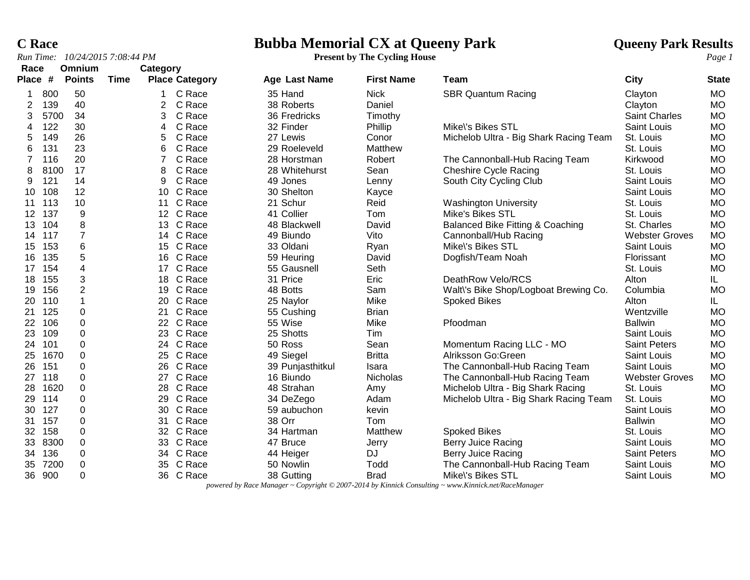# C Race

# Bubba Memorial CX at Queeny Park

## Queeny Park Results

*Run Time: 10/24/2015 7:08:44 PM*

**Present by The Cycling House**

| Race Place | # | Omnium Points | Time | Category Place | Category | Age | Last Name | First Name | Team | City | State |
|---|---|---|---|---|---|---|---|---|---|---|---|
| 1 | 800 | 50 | | 1 | C Race | 35 | Hand | Nick | SBR Quantum Racing | Clayton | MO |
| 2 | 139 | 40 | | 2 | C Race | 38 | Roberts | Daniel | | Clayton | MO |
| 3 | 5700 | 34 | | 3 | C Race | 36 | Fredricks | Timothy | | Saint Charles | MO |
| 4 | 122 | 30 | | 4 | C Race | 32 | Finder | Phillip | Mike\'s Bikes STL | Saint Louis | MO |
| 5 | 149 | 26 | | 5 | C Race | 27 | Lewis | Conor | Michelob Ultra - Big Shark Racing Team | St. Louis | MO |
| 6 | 131 | 23 | | 6 | C Race | 29 | Roeleveld | Matthew | | St. Louis | MO |
| 7 | 116 | 20 | | 7 | C Race | 28 | Horstman | Robert | The Cannonball-Hub Racing Team | Kirkwood | MO |
| 8 | 8100 | 17 | | 8 | C Race | 28 | Whitehurst | Sean | Cheshire Cycle Racing | St. Louis | MO |
| 9 | 121 | 14 | | 9 | C Race | 49 | Jones | Lenny | South City Cycling Club | Saint Louis | MO |
| 10 | 108 | 12 | | 10 | C Race | 30 | Shelton | Kayce | | Saint Louis | MO |
| 11 | 113 | 10 | | 11 | C Race | 21 | Schur | Reid | Washington University | St. Louis | MO |
| 12 | 137 | 9 | | 12 | C Race | 41 | Collier | Tom | Mike's Bikes STL | St. Louis | MO |
| 13 | 104 | 8 | | 13 | C Race | 48 | Blackwell | David | Balanced Bike Fitting & Coaching | St. Charles | MO |
| 14 | 117 | 7 | | 14 | C Race | 49 | Biundo | Vito | Cannonball/Hub Racing | Webster Groves | MO |
| 15 | 153 | 6 | | 15 | C Race | 33 | Oldani | Ryan | Mike\'s Bikes STL | Saint Louis | MO |
| 16 | 135 | 5 | | 16 | C Race | 59 | Heuring | David | Dogfish/Team Noah | Florissant | MO |
| 17 | 154 | 4 | | 17 | C Race | 55 | Gausnell | Seth | | St. Louis | MO |
| 18 | 155 | 3 | | 18 | C Race | 31 | Price | Eric | DeathRow Velo/RCS | Alton | IL |
| 19 | 156 | 2 | | 19 | C Race | 48 | Botts | Sam | Walt\'s Bike Shop/Logboat Brewing Co. | Columbia | MO |
| 20 | 110 | 1 | | 20 | C Race | 25 | Naylor | Mike | Spoked Bikes | Alton | IL |
| 21 | 125 | 0 | | 21 | C Race | 55 | Cushing | Brian | | Wentzville | MO |
| 22 | 106 | 0 | | 22 | C Race | 55 | Wise | Mike | Pfoodman | Ballwin | MO |
| 23 | 109 | 0 | | 23 | C Race | 25 | Shotts | Tim | | Saint Louis | MO |
| 24 | 101 | 0 | | 24 | C Race | 50 | Ross | Sean | Momentum Racing LLC - MO | Saint Peters | MO |
| 25 | 1670 | 0 | | 25 | C Race | 49 | Siegel | Britta | Alriksson Go:Green | Saint Louis | MO |
| 26 | 151 | 0 | | 26 | C Race | 39 | Punjasthitkul | Isara | The Cannonball-Hub Racing Team | Saint Louis | MO |
| 27 | 118 | 0 | | 27 | C Race | 16 | Biundo | Nicholas | The Cannonball-Hub Racing Team | Webster Groves | MO |
| 28 | 1620 | 0 | | 28 | C Race | 48 | Strahan | Amy | Michelob Ultra - Big Shark Racing | St. Louis | MO |
| 29 | 114 | 0 | | 29 | C Race | 34 | DeZego | Adam | Michelob Ultra - Big Shark Racing Team | St. Louis | MO |
| 30 | 127 | 0 | | 30 | C Race | 59 | aubuchon | kevin | | Saint Louis | MO |
| 31 | 157 | 0 | | 31 | C Race | 38 | Orr | Tom | | Ballwin | MO |
| 32 | 158 | 0 | | 32 | C Race | 34 | Hartman | Matthew | Spoked Bikes | St. Louis | MO |
| 33 | 8300 | 0 | | 33 | C Race | 47 | Bruce | Jerry | Berry Juice Racing | Saint Louis | MO |
| 34 | 136 | 0 | | 34 | C Race | 44 | Heiger | DJ | Berry Juice Racing | Saint Peters | MO |
| 35 | 7200 | 0 | | 35 | C Race | 50 | Nowlin | Todd | The Cannonball-Hub Racing Team | Saint Louis | MO |
| 36 | 900 | 0 | | 36 | C Race | 38 | Gutting | Brad | Mike\'s Bikes STL | Saint Louis | MO |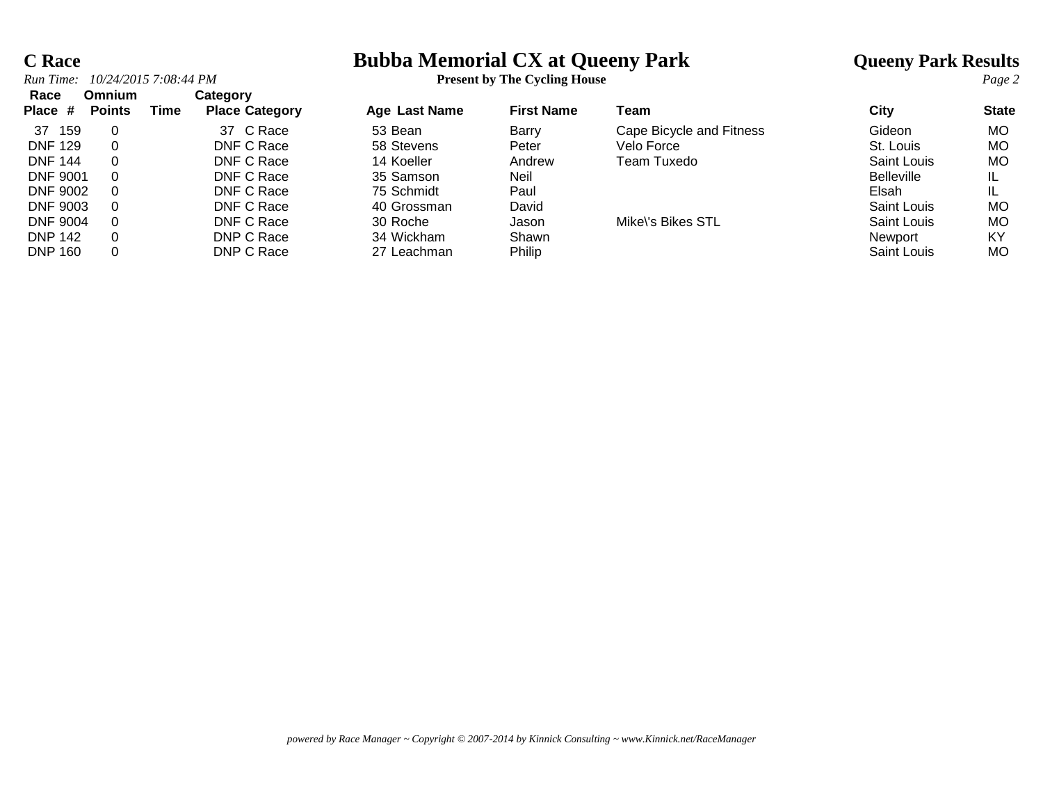# C Race

## Bubba Memorial CX at Queeny Park

**Present by The Cycling House**

**Queeny Park Results**

*Run Time: 10/24/2015 7:08:44 PM*

| Race Place | # | Omnium Points | Time | Category Place | Category | Age | Last Name | First Name | Team | City | State |
|---|---|---|---|---|---|---|---|---|---|---|---|
| 37 | 159 | 0 | | 37 | C Race | 53 | Bean | Barry | Cape Bicycle and Fitness | Gideon | MO |
| DNF | 129 | 0 | | DNF | C Race | 58 | Stevens | Peter | Velo Force | St. Louis | MO |
| DNF | 144 | 0 | | DNF | C Race | 14 | Koeller | Andrew | Team Tuxedo | Saint Louis | MO |
| DNF | 9001 | 0 | | DNF | C Race | 35 | Samson | Neil | | Belleville | IL |
| DNF | 9002 | 0 | | DNF | C Race | 75 | Schmidt | Paul | | Elsah | IL |
| DNF | 9003 | 0 | | DNF | C Race | 40 | Grossman | David | | Saint Louis | MO |
| DNF | 9004 | 0 | | DNF | C Race | 30 | Roche | Jason | Mike\'s Bikes STL | Saint Louis | MO |
| DNP | 142 | 0 | | DNP | C Race | 34 | Wickham | Shawn | | Newport | KY |
| DNP | 160 | 0 | | DNP | C Race | 27 | Leachman | Philip | | Saint Louis | MO |

*powered by Race Manager ~ Copyright © 2007-2014 by Kinnick Consulting ~ www.Kinnick.net/RaceManager*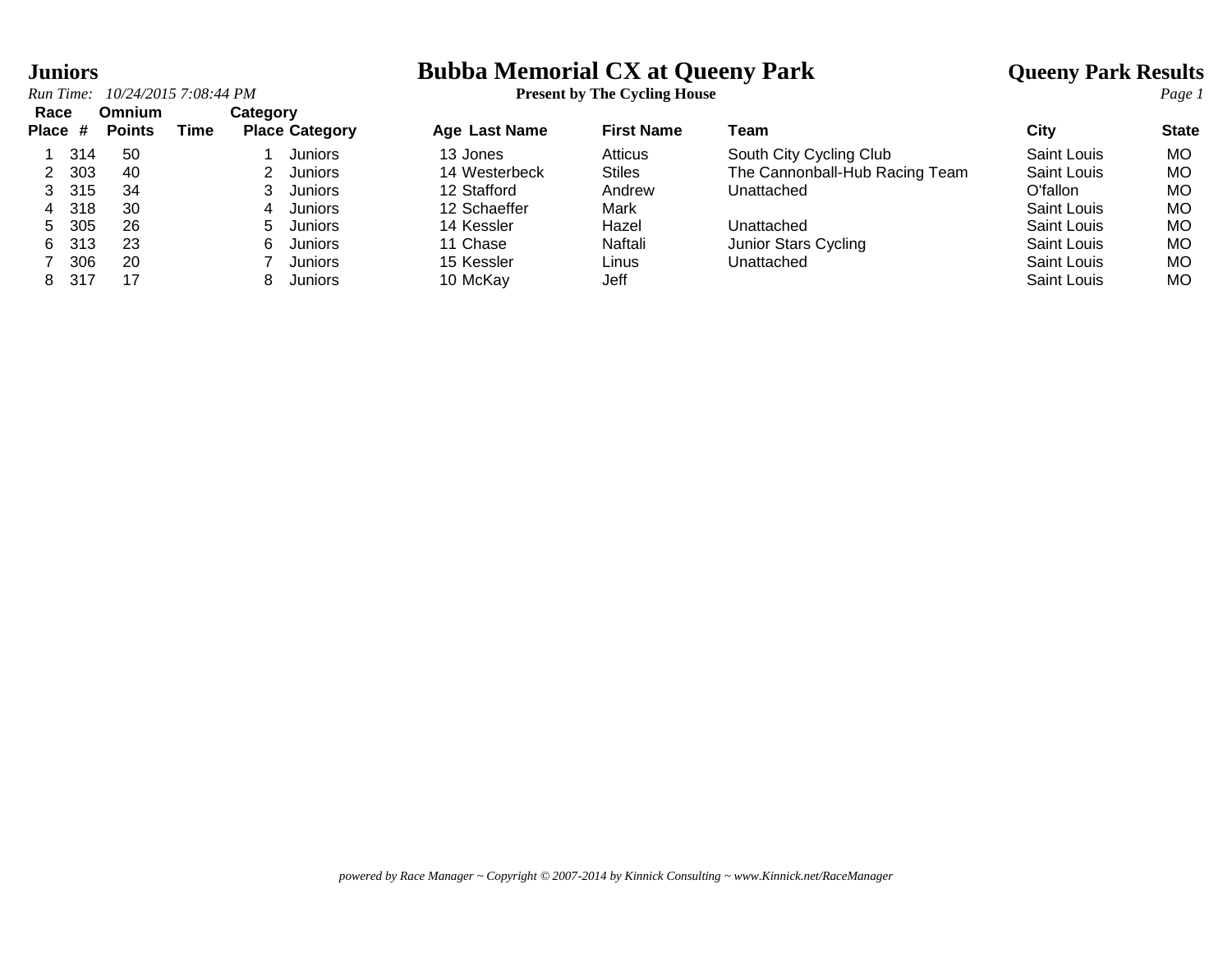# Juniors

# Bubba Memorial CX at Queeny Park

## Queeny Park Results

*Run Time: 10/24/2015 7:08:44 PM*

**Present by The Cycling House**

| Race Place | # | Omnium Points | Time | Category Place | Category | Age | Last Name | First Name | Team | City | State |
|---|---|---|---|---|---|---|---|---|---|---|---|
| 1 | 314 | 50 | | 1 | Juniors | 13 | Jones | Atticus | South City Cycling Club | Saint Louis | MO |
| 2 | 303 | 40 | | 2 | Juniors | 14 | Westerbeck | Stiles | The Cannonball-Hub Racing Team | Saint Louis | MO |
| 3 | 315 | 34 | | 3 | Juniors | 12 | Stafford | Andrew | Unattached | O'fallon | MO |
| 4 | 318 | 30 | | 4 | Juniors | 12 | Schaeffer | Mark | | Saint Louis | MO |
| 5 | 305 | 26 | | 5 | Juniors | 14 | Kessler | Hazel | Unattached | Saint Louis | MO |
| 6 | 313 | 23 | | 6 | Juniors | 11 | Chase | Naftali | Junior Stars Cycling | Saint Louis | MO |
| 7 | 306 | 20 | | 7 | Juniors | 15 | Kessler | Linus | Unattached | Saint Louis | MO |
| 8 | 317 | 17 | | 8 | Juniors | 10 | McKay | Jeff | | Saint Louis | MO |

*powered by Race Manager ~ Copyright © 2007-2014 by Kinnick Consulting ~ www.Kinnick.net/RaceManager*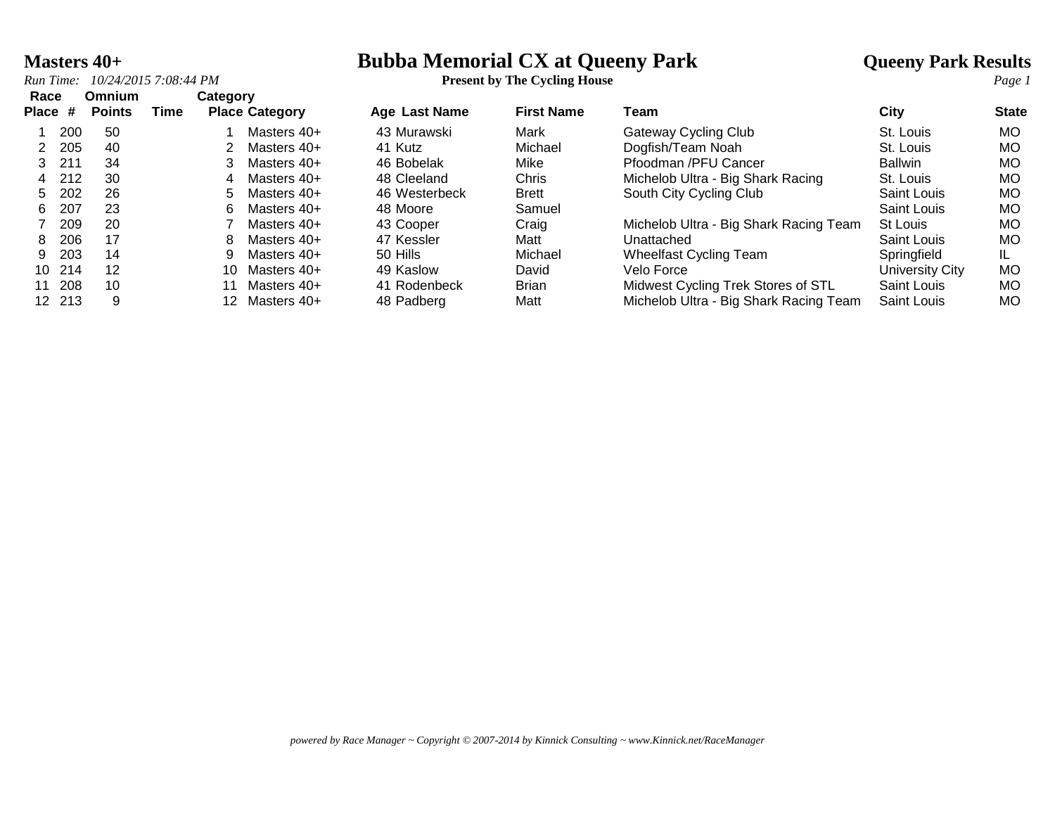# Bubba Memorial CX at Queeny Park

**Present by The Cycling House**

## Masters 40+

**Queeny Park Results**

*Run Time: 10/24/2015 7:08:44 PM*

| Race Place | # | Omnium Points | Time | Category Place | Category | Age | Last Name | First Name | Team | City | State |
|---|---|---|---|---|---|---|---|---|---|---|---|
| 1 | 200 | 50 | | 1 | Masters 40+ | 43 | Murawski | Mark | Gateway Cycling Club | St. Louis | MO |
| 2 | 205 | 40 | | 2 | Masters 40+ | 41 | Kutz | Michael | Dogfish/Team Noah | St. Louis | MO |
| 3 | 211 | 34 | | 3 | Masters 40+ | 46 | Bobelak | Mike | Pfoodman /PFU Cancer | Ballwin | MO |
| 4 | 212 | 30 | | 4 | Masters 40+ | 48 | Cleeland | Chris | Michelob Ultra - Big Shark Racing | St. Louis | MO |
| 5 | 202 | 26 | | 5 | Masters 40+ | 46 | Westerbeck | Brett | South City Cycling Club | Saint Louis | MO |
| 6 | 207 | 23 | | 6 | Masters 40+ | 48 | Moore | Samuel | | Saint Louis | MO |
| 7 | 209 | 20 | | 7 | Masters 40+ | 43 | Cooper | Craig | Michelob Ultra - Big Shark Racing Team | St Louis | MO |
| 8 | 206 | 17 | | 8 | Masters 40+ | 47 | Kessler | Matt | Unattached | Saint Louis | MO |
| 9 | 203 | 14 | | 9 | Masters 40+ | 50 | Hills | Michael | Wheelfast Cycling Team | Springfield | IL |
| 10 | 214 | 12 | | 10 | Masters 40+ | 49 | Kaslow | David | Velo Force | University City | MO |
| 11 | 208 | 10 | | 11 | Masters 40+ | 41 | Rodenbeck | Brian | Midwest Cycling Trek Stores of STL | Saint Louis | MO |
| 12 | 213 | 9 | | 12 | Masters 40+ | 48 | Padberg | Matt | Michelob Ultra - Big Shark Racing Team | Saint Louis | MO |

*powered by Race Manager ~ Copyright © 2007-2014 by Kinnick Consulting ~ www.Kinnick.net/RaceManager*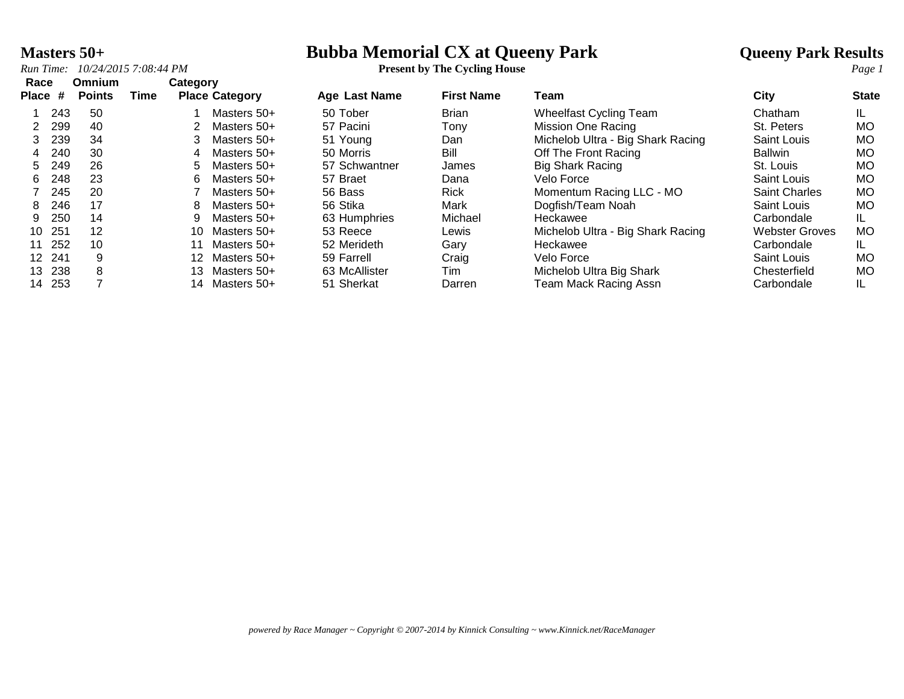# Masters 50+

## Bubba Memorial CX at Queeny Park

**Present by The Cycling House**

**Queeny Park Results**

*Run Time: 10/24/2015 7:08:44 PM*

| Race Place | # | Omnium Points | Time | Category Place | Category | Age | Last Name | First Name | Team | City | State |
|---|---|---|---|---|---|---|---|---|---|---|---|
| 1 | 243 | 50 | | 1 | Masters 50+ | 50 | Tober | Brian | Wheelfast Cycling Team | Chatham | IL |
| 2 | 299 | 40 | | 2 | Masters 50+ | 57 | Pacini | Tony | Mission One Racing | St. Peters | MO |
| 3 | 239 | 34 | | 3 | Masters 50+ | 51 | Young | Dan | Michelob Ultra - Big Shark Racing | Saint Louis | MO |
| 4 | 240 | 30 | | 4 | Masters 50+ | 50 | Morris | Bill | Off The Front Racing | Ballwin | MO |
| 5 | 249 | 26 | | 5 | Masters 50+ | 57 | Schwantner | James | Big Shark Racing | St. Louis | MO |
| 6 | 248 | 23 | | 6 | Masters 50+ | 57 | Braet | Dana | Velo Force | Saint Louis | MO |
| 7 | 245 | 20 | | 7 | Masters 50+ | 56 | Bass | Rick | Momentum Racing LLC - MO | Saint Charles | MO |
| 8 | 246 | 17 | | 8 | Masters 50+ | 56 | Stika | Mark | Dogfish/Team Noah | Saint Louis | MO |
| 9 | 250 | 14 | | 9 | Masters 50+ | 63 | Humphries | Michael | Heckawee | Carbondale | IL |
| 10 | 251 | 12 | | 10 | Masters 50+ | 53 | Reece | Lewis | Michelob Ultra - Big Shark Racing | Webster Groves | MO |
| 11 | 252 | 10 | | 11 | Masters 50+ | 52 | Merideth | Gary | Heckawee | Carbondale | IL |
| 12 | 241 | 9 | | 12 | Masters 50+ | 59 | Farrell | Craig | Velo Force | Saint Louis | MO |
| 13 | 238 | 8 | | 13 | Masters 50+ | 63 | McAllister | Tim | Michelob Ultra Big Shark | Chesterfield | MO |
| 14 | 253 | 7 | | 14 | Masters 50+ | 51 | Sherkat | Darren | Team Mack Racing Assn | Carbondale | IL |

*powered by Race Manager ~ Copyright © 2007-2014 by Kinnick Consulting ~ www.Kinnick.net/RaceManager*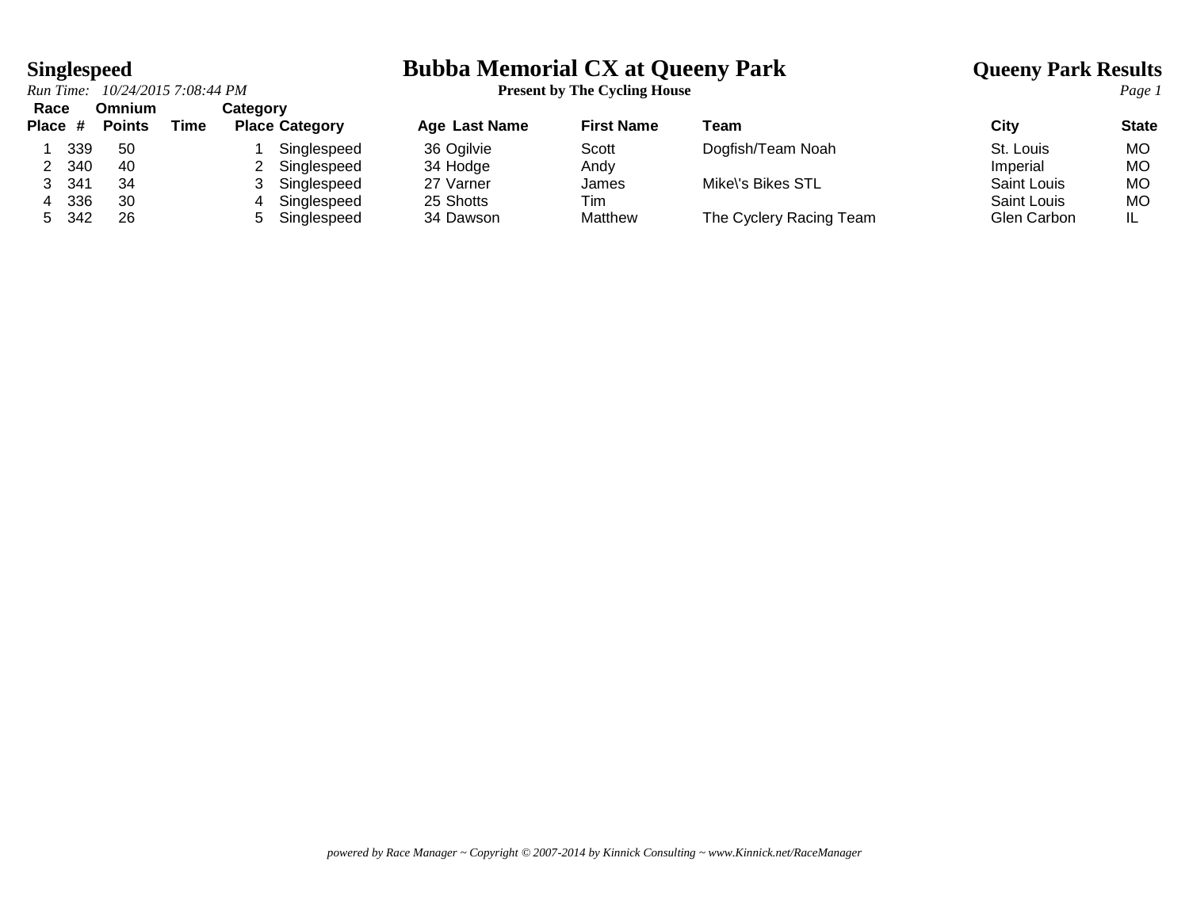# Bubba Memorial CX at Queeny Park

**Present by The Cycling House**

## Singlespeed

**Queeny Park Results**

*Run Time: 10/24/2015 7:08:44 PM*

| Race Place | # | Omnium Points | Time | Category Place | Category | Age | Last Name | First Name | Team | City | State |
|---|---|---|---|---|---|---|---|---|---|---|---|
| 1 | 339 | 50 | | 1 | Singlespeed | 36 | Ogilvie | Scott | Dogfish/Team Noah | St. Louis | MO |
| 2 | 340 | 40 | | 2 | Singlespeed | 34 | Hodge | Andy | | Imperial | MO |
| 3 | 341 | 34 | | 3 | Singlespeed | 27 | Varner | James | Mike\'s Bikes STL | Saint Louis | MO |
| 4 | 336 | 30 | | 4 | Singlespeed | 25 | Shotts | Tim | | Saint Louis | MO |
| 5 | 342 | 26 | | 5 | Singlespeed | 34 | Dawson | Matthew | The Cyclery Racing Team | Glen Carbon | IL |

*powered by Race Manager ~ Copyright © 2007-2014 by Kinnick Consulting ~ www.Kinnick.net/RaceManager*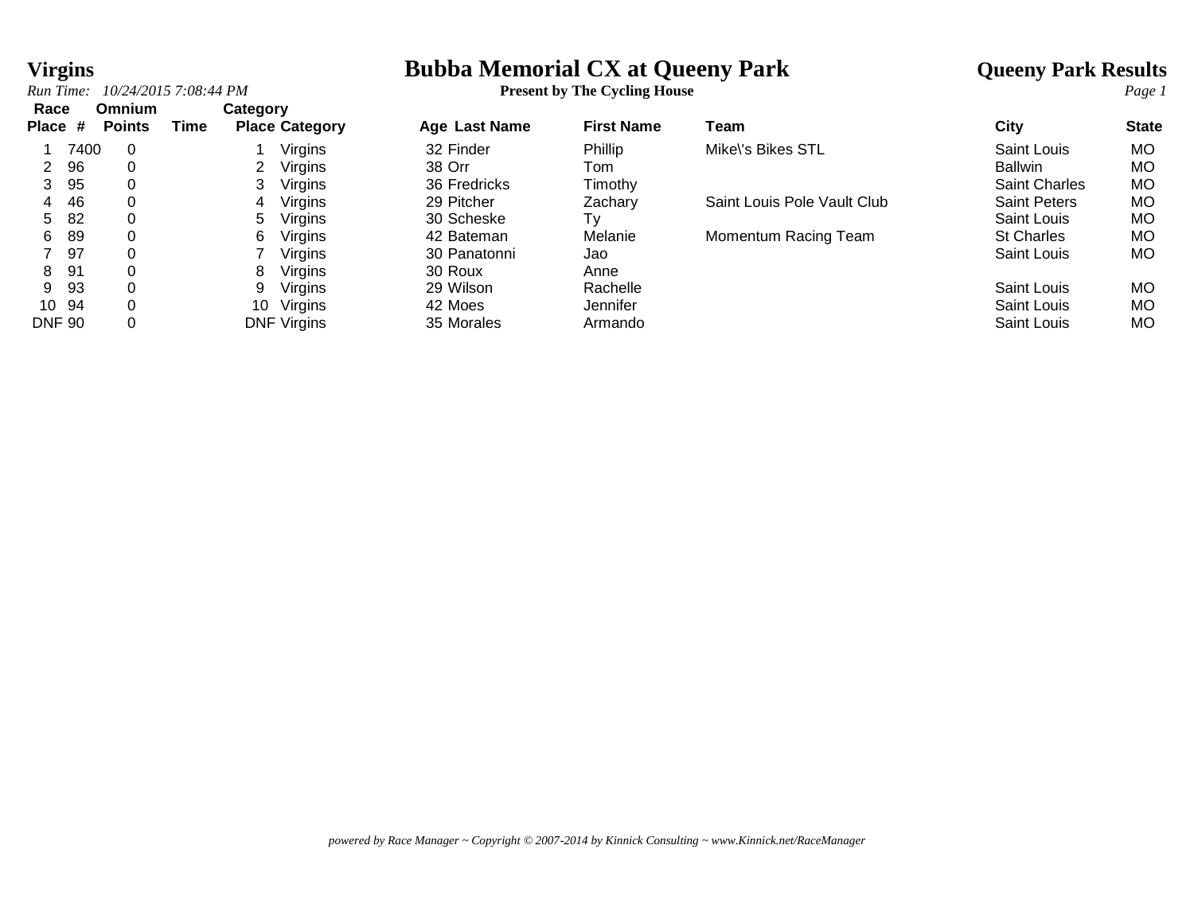# Virgins

*Run Time: 10/24/2015 7:08:44 PM*

# Bubba Memorial CX at Queeny Park

**Present by The Cycling House**

## Queeny Park Results

| Race Place | # | Omnium Points | Time | Category Place | Category | Age | Last Name | First Name | Team | City | State |
|---|---|---|---|---|---|---|---|---|---|---|---|
| 1 | 7400 | 0 | | 1 | Virgins | 32 | Finder | Phillip | Mike\'s Bikes STL | Saint Louis | MO |
| 2 | 96 | 0 | | 2 | Virgins | 38 | Orr | Tom | | Ballwin | MO |
| 3 | 95 | 0 | | 3 | Virgins | 36 | Fredricks | Timothy | | Saint Charles | MO |
| 4 | 46 | 0 | | 4 | Virgins | 29 | Pitcher | Zachary | Saint Louis Pole Vault Club | Saint Peters | MO |
| 5 | 82 | 0 | | 5 | Virgins | 30 | Scheske | Ty | | Saint Louis | MO |
| 6 | 89 | 0 | | 6 | Virgins | 42 | Bateman | Melanie | Momentum Racing Team | St Charles | MO |
| 7 | 97 | 0 | | 7 | Virgins | 30 | Panatonni | Jao | | Saint Louis | MO |
| 8 | 91 | 0 | | 8 | Virgins | 30 | Roux | Anne | | | |
| 9 | 93 | 0 | | 9 | Virgins | 29 | Wilson | Rachelle | | Saint Louis | MO |
| 10 | 94 | 0 | | 10 | Virgins | 42 | Moes | Jennifer | | Saint Louis | MO |
| DNF | 90 | 0 | | DNF | Virgins | 35 | Morales | Armando | | Saint Louis | MO |

*powered by Race Manager ~ Copyright © 2007-2014 by Kinnick Consulting ~ www.Kinnick.net/RaceManager*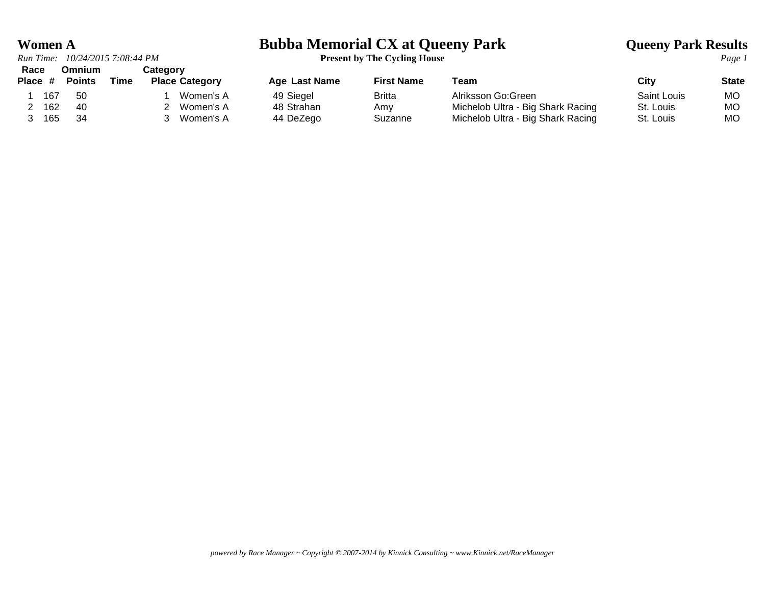# Women A

## Bubba Memorial CX at Queeny Park

**Present by The Cycling House**

## Queeny Park Results

*Run Time: 10/24/2015 7:08:44 PM*

| Race Place | # | Omnium Points | Time | Category Place | Category | Age | Last Name | First Name | Team | City | State |
|---|---|---|---|---|---|---|---|---|---|---|---|
| 1 | 167 | 50 | | 1 | Women's A | 49 | Siegel | Britta | Alriksson Go:Green | Saint Louis | MO |
| 2 | 162 | 40 | | 2 | Women's A | 48 | Strahan | Amy | Michelob Ultra - Big Shark Racing | St. Louis | MO |
| 3 | 165 | 34 | | 3 | Women's A | 44 | DeZego | Suzanne | Michelob Ultra - Big Shark Racing | St. Louis | MO |

*powered by Race Manager ~ Copyright © 2007-2014 by Kinnick Consulting ~ www.Kinnick.net/RaceManager*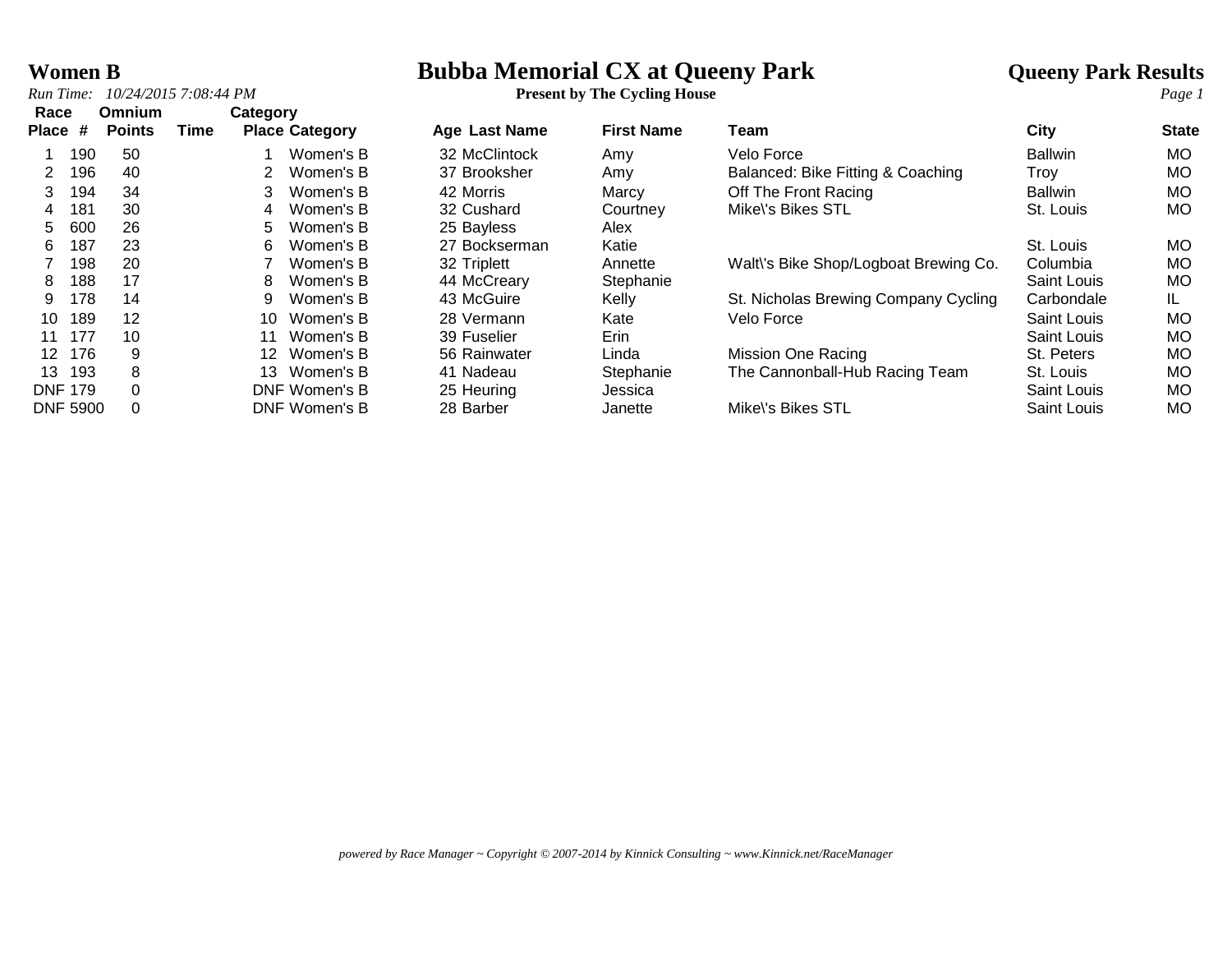**Women B**

# Bubba Memorial CX at Queeny Park

**Queeny Park Results**

*Run Time: 10/24/2015 7:08:44 PM*

**Present by The Cycling House**

| Race Place | # | Omnium Points | Time | Category Place | Category | Age | Last Name | First Name | Team | City | State |
|---|---|---|---|---|---|---|---|---|---|---|---|
| 1 | 190 | 50 | | 1 | Women's B | 32 | McClintock | Amy | Velo Force | Ballwin | MO |
| 2 | 196 | 40 | | 2 | Women's B | 37 | Brooksher | Amy | Balanced: Bike Fitting & Coaching | Troy | MO |
| 3 | 194 | 34 | | 3 | Women's B | 42 | Morris | Marcy | Off The Front Racing | Ballwin | MO |
| 4 | 181 | 30 | | 4 | Women's B | 32 | Cushard | Courtney | Mike\'s Bikes STL | St. Louis | MO |
| 5 | 600 | 26 | | 5 | Women's B | 25 | Bayless | Alex | | | |
| 6 | 187 | 23 | | 6 | Women's B | 27 | Bockserman | Katie | | St. Louis | MO |
| 7 | 198 | 20 | | 7 | Women's B | 32 | Triplett | Annette | Walt\'s Bike Shop/Logboat Brewing Co. | Columbia | MO |
| 8 | 188 | 17 | | 8 | Women's B | 44 | McCreary | Stephanie | | Saint Louis | MO |
| 9 | 178 | 14 | | 9 | Women's B | 43 | McGuire | Kelly | St. Nicholas Brewing Company Cycling | Carbondale | IL |
| 10 | 189 | 12 | | 10 | Women's B | 28 | Vermann | Kate | Velo Force | Saint Louis | MO |
| 11 | 177 | 10 | | 11 | Women's B | 39 | Fuselier | Erin | | Saint Louis | MO |
| 12 | 176 | 9 | | 12 | Women's B | 56 | Rainwater | Linda | Mission One Racing | St. Peters | MO |
| 13 | 193 | 8 | | 13 | Women's B | 41 | Nadeau | Stephanie | The Cannonball-Hub Racing Team | St. Louis | MO |
| DNF | 179 | 0 | | DNF | Women's B | 25 | Heuring | Jessica | | Saint Louis | MO |
| DNF | 5900 | 0 | | DNF | Women's B | 28 | Barber | Janette | Mike\'s Bikes STL | Saint Louis | MO |

*powered by Race Manager ~ Copyright © 2007-2014 by Kinnick Consulting ~ www.Kinnick.net/RaceManager*